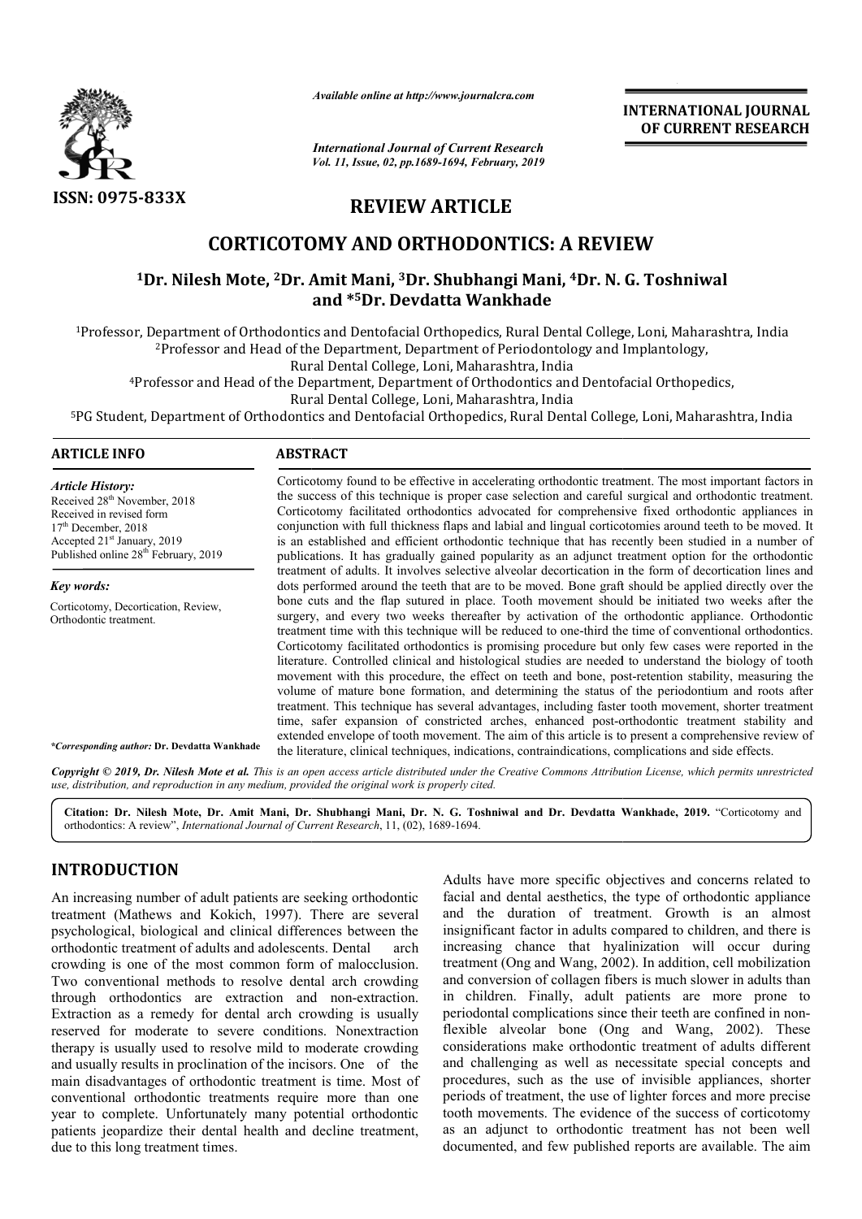ISSN: 0975-833X

*Available online at http://www.journalcra.com*

*International Journal of Current Research*
*Vol. 11, Issue, 02, pp.1689-1694, February, 2019*

**INTERNATIONAL JOURNAL OF CURRENT RESEARCH**

# REVIEW ARTICLE

# CORTICOTOMY AND ORTHODONTICS: A REVIEW

**[1]Dr. Nilesh Mote, [2]Dr. Amit Mani, [3]Dr. Shubhangi Mani, [4]Dr. N. G. Toshniwal and *[5]Dr. Devdatta Wankhade**

[1]Professor, Department of Orthodontics and Dentofacial Orthopedics, Rural Dental College, Loni, Maharashtra, India
[2]Professor and Head of the Department, Department of Periodontology and Implantology, Rural Dental College, Loni, Maharashtra, India
[4]Professor and Head of the Department, Department of Orthodontics and Dentofacial Orthopedics, Rural Dental College, Loni, Maharashtra, India
[5]PG Student, Department of Orthodontics and Dentofacial Orthopedics, Rural Dental College, Loni, Maharashtra, India

## ARTICLE INFO

***Article History:***

Received 28th November, 2018
Received in revised form
17th December, 2018
Accepted 21st January, 2019
Published online 28th February, 2019

***Key words:***

Corticotomy, Decortication, Review, Orthodontic treatment.

**\*Corresponding author: Dr. Devdatta Wankhade**

## ABSTRACT

Corticotomy found to be effective in accelerating orthodontic treatment. The most important factors in the success of this technique is proper case selection and careful surgical and orthodontic treatment. Corticotomy facilitated orthodontics advocated for comprehensive fixed orthodontic appliances in conjunction with full thickness flaps and labial and lingual corticotomies around teeth to be moved. It is an established and efficient orthodontic technique that has recently been studied in a number of publications. It has gradually gained popularity as an adjunct treatment option for the orthodontic treatment of adults. It involves selective alveolar decortication in the form of decortication lines and dots performed around the teeth that are to be moved. Bone graft should be applied directly over the bone cuts and the flap sutured in place. Tooth movement should be initiated two weeks after the surgery, and every two weeks thereafter by activation of the orthodontic appliance. Orthodontic treatment time with this technique will be reduced to one-third the time of conventional orthodontics. Corticotomy facilitated orthodontics is promising procedure but only few cases were reported in the literature. Controlled clinical and histological studies are needed to understand the biology of tooth movement with this procedure, the effect on teeth and bone, post-retention stability, measuring the volume of mature bone formation, and determining the status of the periodontium and roots after treatment. This technique has several advantages, including faster tooth movement, shorter treatment time, safer expansion of constricted arches, enhanced post-orthodontic treatment stability and extended envelope of tooth movement. The aim of this article is to present a comprehensive review of the literature, clinical techniques, indications, contraindications, complications and side effects.

*Copyright © 2019, Dr. Nilesh Mote et al. This is an open access article distributed under the Creative Commons Attribution License, which permits unrestricted use, distribution, and reproduction in any medium, provided the original work is properly cited.*

**Citation: Dr. Nilesh Mote, Dr. Amit Mani, Dr. Shubhangi Mani, Dr. N. G. Toshniwal and Dr. Devdatta Wankhade, 2019.** "Corticotomy and orthodontics: A review", *International Journal of Current Research*, 11, (02), 1689-1694.

## INTRODUCTION

An increasing number of adult patients are seeking orthodontic treatment (Mathews and Kokich, 1997). There are several psychological, biological and clinical differences between the orthodontic treatment of adults and adolescents. Dental arch crowding is one of the most common form of malocclusion. Two conventional methods to resolve dental arch crowding through orthodontics are extraction and non-extraction. Extraction as a remedy for dental arch crowding is usually reserved for moderate to severe conditions. Nonextraction therapy is usually used to resolve mild to moderate crowding and usually results in proclination of the incisors. One of the main disadvantages of orthodontic treatment is time. Most of conventional orthodontic treatments require more than one year to complete. Unfortunately many potential orthodontic patients jeopardize their dental health and decline treatment, due to this long treatment times.

Adults have more specific objectives and concerns related to facial and dental aesthetics, the type of orthodontic appliance and the duration of treatment. Growth is an almost insignificant factor in adults compared to children, and there is increasing chance that hyalinization will occur during treatment (Ong and Wang, 2002). In addition, cell mobilization and conversion of collagen fibers is much slower in adults than in children. Finally, adult patients are more prone to periodontal complications since their teeth are confined in non-flexible alveolar bone (Ong and Wang, 2002). These considerations make orthodontic treatment of adults different and challenging as well as necessitate special concepts and procedures, such as the use of invisible appliances, shorter periods of treatment, the use of lighter forces and more precise tooth movements. The evidence of the success of corticotomy as an adjunct to orthodontic treatment has not been well documented, and few published reports are available. The aim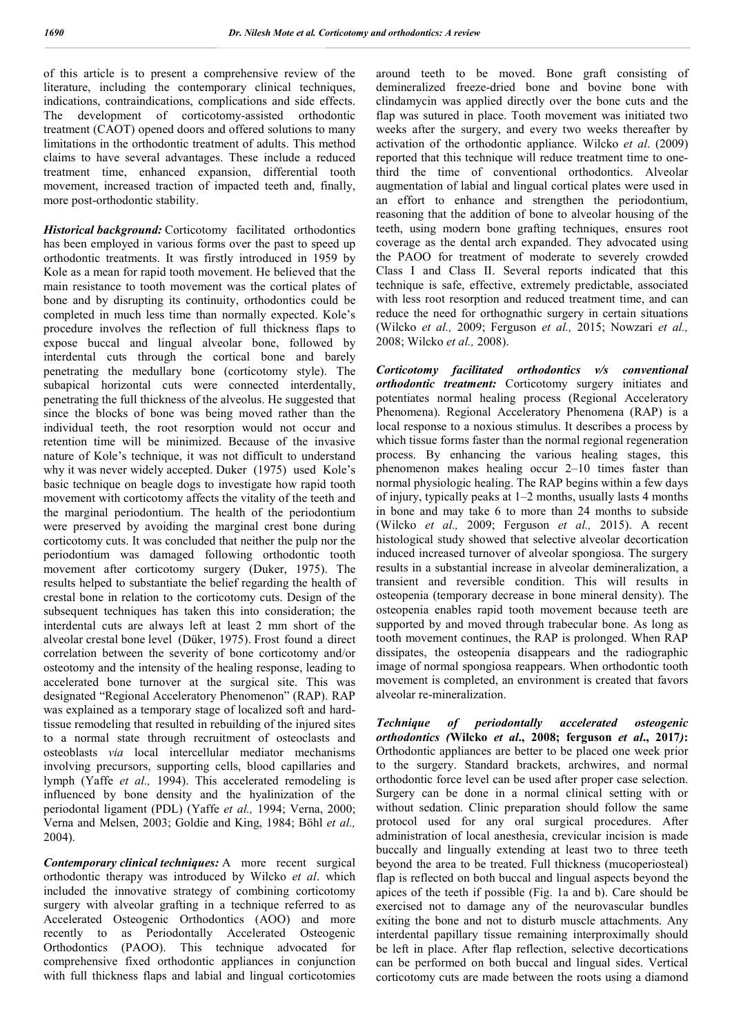of this article is to present a comprehensive review of the literature, including the contemporary clinical techniques, indications, contraindications, complications and side effects. The development of corticotomy-assisted orthodontic treatment (CAOT) opened doors and offered solutions to many limitations in the orthodontic treatment of adults. This method claims to have several advantages. These include a reduced treatment time, enhanced expansion, differential tooth movement, increased traction of impacted teeth and, finally, more post-orthodontic stability.

***Historical background:*** Corticotomy facilitated orthodontics has been employed in various forms over the past to speed up orthodontic treatments. It was firstly introduced in 1959 by Kole as a mean for rapid tooth movement. He believed that the main resistance to tooth movement was the cortical plates of bone and by disrupting its continuity, orthodontics could be completed in much less time than normally expected. Kole's procedure involves the reflection of full thickness flaps to expose buccal and lingual alveolar bone, followed by interdental cuts through the cortical bone and barely penetrating the medullary bone (corticotomy style). The subapical horizontal cuts were connected interdentally, penetrating the full thickness of the alveolus. He suggested that since the blocks of bone was being moved rather than the individual teeth, the root resorption would not occur and retention time will be minimized. Because of the invasive nature of Kole's technique, it was not difficult to understand why it was never widely accepted. Duker (1975) used Kole's basic technique on beagle dogs to investigate how rapid tooth movement with corticotomy affects the vitality of the teeth and the marginal periodontium. The health of the periodontium were preserved by avoiding the marginal crest bone during corticotomy cuts. It was concluded that neither the pulp nor the periodontium was damaged following orthodontic tooth movement after corticotomy surgery (Duker, 1975). The results helped to substantiate the belief regarding the health of crestal bone in relation to the corticotomy cuts. Design of the subsequent techniques has taken this into consideration; the interdental cuts are always left at least 2 mm short of the alveolar crestal bone level (Düker, 1975). Frost found a direct correlation between the severity of bone corticotomy and/or osteotomy and the intensity of the healing response, leading to accelerated bone turnover at the surgical site. This was designated "Regional Acceleratory Phenomenon" (RAP). RAP was explained as a temporary stage of localized soft and hard-tissue remodeling that resulted in rebuilding of the injured sites to a normal state through recruitment of osteoclasts and osteoblasts *via* local intercellular mediator mechanisms involving precursors, supporting cells, blood capillaries and lymph (Yaffe *et al.,* 1994). This accelerated remodeling is influenced by bone density and the hyalinization of the periodontal ligament (PDL) (Yaffe *et al.,* 1994; Verna, 2000; Verna and Melsen, 2003; Goldie and King, 1984; Böhl *et al.,* 2004).

***Contemporary clinical techniques:*** A more recent surgical orthodontic therapy was introduced by Wilcko *et al*. which included the innovative strategy of combining corticotomy surgery with alveolar grafting in a technique referred to as Accelerated Osteogenic Orthodontics (AOO) and more recently to as Periodontally Accelerated Osteogenic Orthodontics (PAOO). This technique advocated for comprehensive fixed orthodontic appliances in conjunction with full thickness flaps and labial and lingual corticotomies around teeth to be moved. Bone graft consisting of demineralized freeze-dried bone and bovine bone with clindamycin was applied directly over the bone cuts and the flap was sutured in place. Tooth movement was initiated two weeks after the surgery, and every two weeks thereafter by activation of the orthodontic appliance. Wilcko *et al*. (2009) reported that this technique will reduce treatment time to one-third the time of conventional orthodontics. Alveolar augmentation of labial and lingual cortical plates were used in an effort to enhance and strengthen the periodontium, reasoning that the addition of bone to alveolar housing of the teeth, using modern bone grafting techniques, ensures root coverage as the dental arch expanded. They advocated using the PAOO for treatment of moderate to severely crowded Class I and Class II. Several reports indicated that this technique is safe, effective, extremely predictable, associated with less root resorption and reduced treatment time, and can reduce the need for orthognathic surgery in certain situations (Wilcko *et al.,* 2009; Ferguson *et al.,* 2015; Nowzari *et al.,* 2008; Wilcko *et al.,* 2008).

***Corticotomy facilitated orthodontics v/s conventional orthodontic treatment:*** Corticotomy surgery initiates and potentiates normal healing process (Regional Acceleratory Phenomena). Regional Acceleratory Phenomena (RAP) is a local response to a noxious stimulus. It describes a process by which tissue forms faster than the normal regional regeneration process. By enhancing the various healing stages, this phenomenon makes healing occur 2–10 times faster than normal physiologic healing. The RAP begins within a few days of injury, typically peaks at 1–2 months, usually lasts 4 months in bone and may take 6 to more than 24 months to subside (Wilcko *et al.,* 2009; Ferguson *et al.,* 2015). A recent histological study showed that selective alveolar decortication induced increased turnover of alveolar spongiosa. The surgery results in a substantial increase in alveolar demineralization, a transient and reversible condition. This will results in osteopenia (temporary decrease in bone mineral density). The osteopenia enables rapid tooth movement because teeth are supported by and moved through trabecular bone. As long as tooth movement continues, the RAP is prolonged. When RAP dissipates, the osteopenia disappears and the radiographic image of normal spongiosa reappears. When orthodontic tooth movement is completed, an environment is created that favors alveolar re-mineralization.

***Technique of periodontally accelerated osteogenic orthodontics (Wilcko et al., 2008; ferguson et al., 2017):*** Orthodontic appliances are better to be placed one week prior to the surgery. Standard brackets, archwires, and normal orthodontic force level can be used after proper case selection. Surgery can be done in a normal clinical setting with or without sedation. Clinic preparation should follow the same protocol used for any oral surgical procedures. After administration of local anesthesia, crevicular incision is made buccally and lingually extending at least two to three teeth beyond the area to be treated. Full thickness (mucoperiosteal) flap is reflected on both buccal and lingual aspects beyond the apices of the teeth if possible (Fig. 1a and b). Care should be exercised not to damage any of the neurovascular bundles exiting the bone and not to disturb muscle attachments. Any interdental papillary tissue remaining interproximally should be left in place. After flap reflection, selective decortications can be performed on both buccal and lingual sides. Vertical corticotomy cuts are made between the roots using a diamond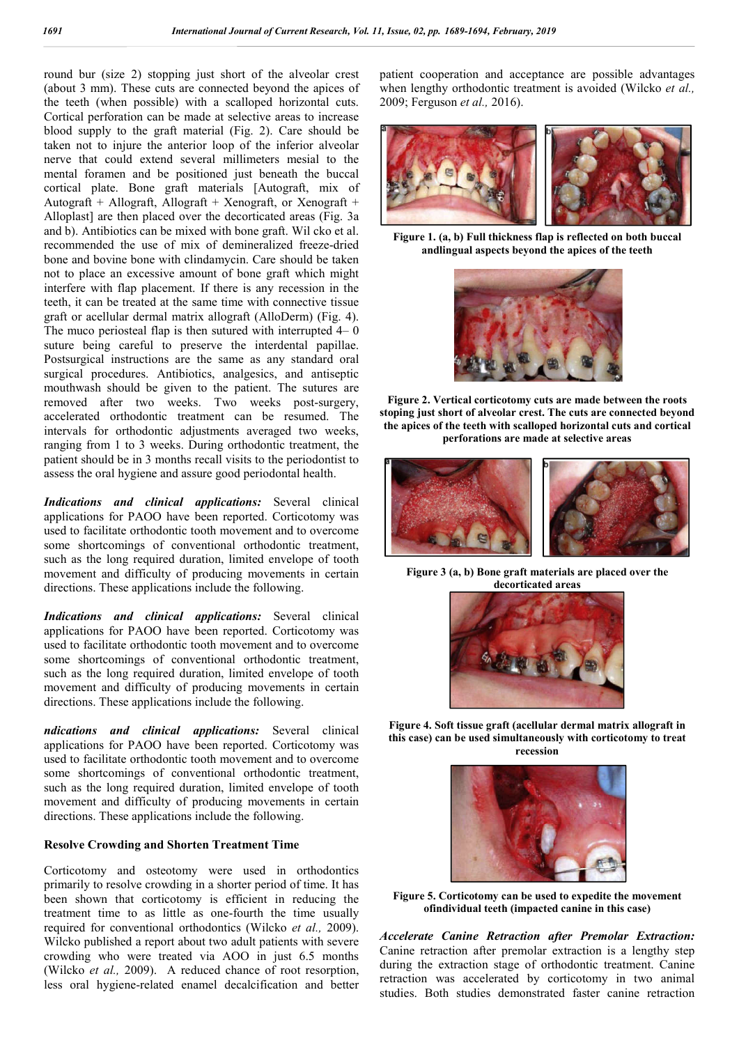round bur (size 2) stopping just short of the alveolar crest (about 3 mm). These cuts are connected beyond the apices of the teeth (when possible) with a scalloped horizontal cuts. Cortical perforation can be made at selective areas to increase blood supply to the graft material (Fig. 2). Care should be taken not to injure the anterior loop of the inferior alveolar nerve that could extend several millimeters mesial to the mental foramen and be positioned just beneath the buccal cortical plate. Bone graft materials [Autograft, mix of Autograft + Allograft, Allograft + Xenograft, or Xenograft + Alloplast] are then placed over the decorticated areas (Fig. 3a and b). Antibiotics can be mixed with bone graft. Wil cko et al. recommended the use of mix of demineralized freeze-dried bone and bovine bone with clindamycin. Care should be taken not to place an excessive amount of bone graft which might interfere with flap placement. If there is any recession in the teeth, it can be treated at the same time with connective tissue graft or acellular dermal matrix allograft (AlloDerm) (Fig. 4). The muco periosteal flap is then sutured with interrupted 4– 0 suture being careful to preserve the interdental papillae. Postsurgical instructions are the same as any standard oral surgical procedures. Antibiotics, analgesics, and antiseptic mouthwash should be given to the patient. The sutures are removed after two weeks. Two weeks post-surgery, accelerated orthodontic treatment can be resumed. The intervals for orthodontic adjustments averaged two weeks, ranging from 1 to 3 weeks. During orthodontic treatment, the patient should be in 3 months recall visits to the periodontist to assess the oral hygiene and assure good periodontal health.

***Indications and clinical applications:*** Several clinical applications for PAOO have been reported. Corticotomy was used to facilitate orthodontic tooth movement and to overcome some shortcomings of conventional orthodontic treatment, such as the long required duration, limited envelope of tooth movement and difficulty of producing movements in certain directions. These applications include the following.

***Indications and clinical applications:*** Several clinical applications for PAOO have been reported. Corticotomy was used to facilitate orthodontic tooth movement and to overcome some shortcomings of conventional orthodontic treatment, such as the long required duration, limited envelope of tooth movement and difficulty of producing movements in certain directions. These applications include the following.

***ndications and clinical applications:*** Several clinical applications for PAOO have been reported. Corticotomy was used to facilitate orthodontic tooth movement and to overcome some shortcomings of conventional orthodontic treatment, such as the long required duration, limited envelope of tooth movement and difficulty of producing movements in certain directions. These applications include the following.

### Resolve Crowding and Shorten Treatment Time

Corticotomy and osteotomy were used in orthodontics primarily to resolve crowding in a shorter period of time. It has been shown that corticotomy is efficient in reducing the treatment time to as little as one-fourth the time usually required for conventional orthodontics (Wilcko *et al.,* 2009). Wilcko published a report about two adult patients with severe crowding who were treated via AOO in just 6.5 months (Wilcko *et al.,* 2009). A reduced chance of root resorption, less oral hygiene-related enamel decalcification and better patient cooperation and acceptance are possible advantages when lengthy orthodontic treatment is avoided (Wilcko *et al.,* 2009; Ferguson *et al.,* 2016).

**Figure 1. (a, b) Full thickness flap is reflected on both buccal andlingual aspects beyond the apices of the teeth**

**Figure 2. Vertical corticotomy cuts are made between the roots stoping just short of alveolar crest. The cuts are connected beyond the apices of the teeth with scalloped horizontal cuts and cortical perforations are made at selective areas**

**Figure 3 (a, b) Bone graft materials are placed over the decorticated areas**

**Figure 4. Soft tissue graft (acellular dermal matrix allograft in this case) can be used simultaneously with corticotomy to treat recession**

**Figure 5. Corticotomy can be used to expedite the movement ofindividual teeth (impacted canine in this case)**

***Accelerate Canine Retraction after Premolar Extraction:*** Canine retraction after premolar extraction is a lengthy step during the extraction stage of orthodontic treatment. Canine retraction was accelerated by corticotomy in two animal studies. Both studies demonstrated faster canine retraction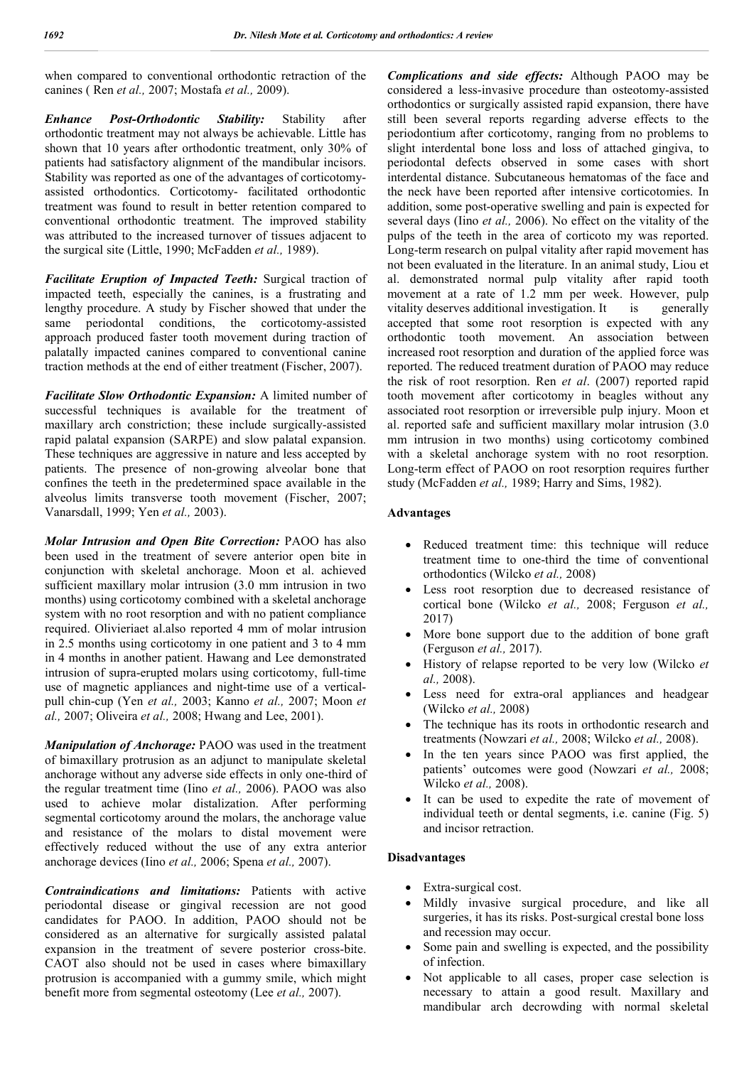when compared to conventional orthodontic retraction of the canines ( Ren *et al.,* 2007; Mostafa *et al.,* 2009).

***Enhance Post-Orthodontic Stability:*** Stability after orthodontic treatment may not always be achievable. Little has shown that 10 years after orthodontic treatment, only 30% of patients had satisfactory alignment of the mandibular incisors. Stability was reported as one of the advantages of corticotomy-assisted orthodontics. Corticotomy- facilitated orthodontic treatment was found to result in better retention compared to conventional orthodontic treatment. The improved stability was attributed to the increased turnover of tissues adjacent to the surgical site (Little, 1990; McFadden *et al.,* 1989).

***Facilitate Eruption of Impacted Teeth:*** Surgical traction of impacted teeth, especially the canines, is a frustrating and lengthy procedure. A study by Fischer showed that under the same periodontal conditions, the corticotomy-assisted approach produced faster tooth movement during traction of palatally impacted canines compared to conventional canine traction methods at the end of either treatment (Fischer, 2007).

***Facilitate Slow Orthodontic Expansion:*** A limited number of successful techniques is available for the treatment of maxillary arch constriction; these include surgically-assisted rapid palatal expansion (SARPE) and slow palatal expansion. These techniques are aggressive in nature and less accepted by patients. The presence of non-growing alveolar bone that confines the teeth in the predetermined space available in the alveolus limits transverse tooth movement (Fischer, 2007; Vanarsdall, 1999; Yen *et al.,* 2003).

***Molar Intrusion and Open Bite Correction:*** PAOO has also been used in the treatment of severe anterior open bite in conjunction with skeletal anchorage. Moon et al. achieved sufficient maxillary molar intrusion (3.0 mm intrusion in two months) using corticotomy combined with a skeletal anchorage system with no root resorption and with no patient compliance required. Olivieriaet al.also reported 4 mm of molar intrusion in 2.5 months using corticotomy in one patient and 3 to 4 mm in 4 months in another patient. Hawang and Lee demonstrated intrusion of supra-erupted molars using corticotomy, full-time use of magnetic appliances and night-time use of a vertical-pull chin-cup (Yen *et al.,* 2003; Kanno *et al.,* 2007; Moon *et al.,* 2007; Oliveira *et al.,* 2008; Hwang and Lee, 2001).

***Manipulation of Anchorage:*** PAOO was used in the treatment of bimaxillary protrusion as an adjunct to manipulate skeletal anchorage without any adverse side effects in only one-third of the regular treatment time (Iino *et al.,* 2006). PAOO was also used to achieve molar distalization. After performing segmental corticotomy around the molars, the anchorage value and resistance of the molars to distal movement were effectively reduced without the use of any extra anterior anchorage devices (Iino *et al.,* 2006; Spena *et al.,* 2007).

***Contraindications and limitations:*** Patients with active periodontal disease or gingival recession are not good candidates for PAOO. In addition, PAOO should not be considered as an alternative for surgically assisted palatal expansion in the treatment of severe posterior cross-bite. CAOT also should not be used in cases where bimaxillary protrusion is accompanied with a gummy smile, which might benefit more from segmental osteotomy (Lee *et al.,* 2007).

***Complications and side effects:*** Although PAOO may be considered a less-invasive procedure than osteotomy-assisted orthodontics or surgically assisted rapid expansion, there have still been several reports regarding adverse effects to the periodontium after corticotomy, ranging from no problems to slight interdental bone loss and loss of attached gingiva, to periodontal defects observed in some cases with short interdental distance. Subcutaneous hematomas of the face and the neck have been reported after intensive corticotomies. In addition, some post-operative swelling and pain is expected for several days (Iino *et al.,* 2006). No effect on the vitality of the pulps of the teeth in the area of corticoto my was reported. Long-term research on pulpal vitality after rapid movement has not been evaluated in the literature. In an animal study, Liou et al. demonstrated normal pulp vitality after rapid tooth movement at a rate of 1.2 mm per week. However, pulp vitality deserves additional investigation. It is generally accepted that some root resorption is expected with any orthodontic tooth movement. An association between increased root resorption and duration of the applied force was reported. The reduced treatment duration of PAOO may reduce the risk of root resorption. Ren *et al*. (2007) reported rapid tooth movement after corticotomy in beagles without any associated root resorption or irreversible pulp injury. Moon et al. reported safe and sufficient maxillary molar intrusion (3.0 mm intrusion in two months) using corticotomy combined with a skeletal anchorage system with no root resorption. Long-term effect of PAOO on root resorption requires further study (McFadden *et al.,* 1989; Harry and Sims, 1982).

**Advantages**

- Reduced treatment time: this technique will reduce treatment time to one-third the time of conventional orthodontics (Wilcko *et al.,* 2008)
- Less root resorption due to decreased resistance of cortical bone (Wilcko *et al.,* 2008; Ferguson *et al.,* 2017)
- More bone support due to the addition of bone graft (Ferguson *et al.,* 2017).
- History of relapse reported to be very low (Wilcko *et al.,* 2008).
- Less need for extra-oral appliances and headgear (Wilcko *et al.,* 2008)
- The technique has its roots in orthodontic research and treatments (Nowzari *et al.,* 2008; Wilcko *et al.,* 2008).
- In the ten years since PAOO was first applied, the patients' outcomes were good (Nowzari *et al.,* 2008; Wilcko *et al.,* 2008).
- It can be used to expedite the rate of movement of individual teeth or dental segments, i.e. canine (Fig. 5) and incisor retraction.

**Disadvantages**

- Extra-surgical cost.
- Mildly invasive surgical procedure, and like all surgeries, it has its risks. Post-surgical crestal bone loss and recession may occur.
- Some pain and swelling is expected, and the possibility of infection.
- Not applicable to all cases, proper case selection is necessary to attain a good result. Maxillary and mandibular arch decrowding with normal skeletal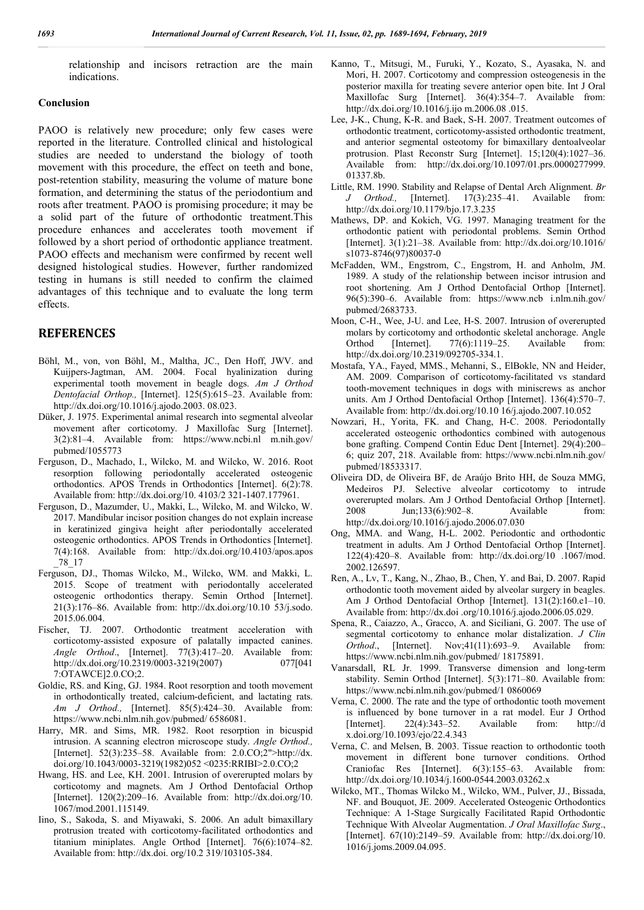relationship and incisors retraction are the main indications.

### Conclusion

PAOO is relatively new procedure; only few cases were reported in the literature. Controlled clinical and histological studies are needed to understand the biology of tooth movement with this procedure, the effect on teeth and bone, post-retention stability, measuring the volume of mature bone formation, and determining the status of the periodontium and roots after treatment. PAOO is promising procedure; it may be a solid part of the future of orthodontic treatment.This procedure enhances and accelerates tooth movement if followed by a short period of orthodontic appliance treatment. PAOO effects and mechanism were confirmed by recent well designed histological studies. However, further randomized testing in humans is still needed to confirm the claimed advantages of this technique and to evaluate the long term effects.

## REFERENCES

Böhl, M., von, von Böhl, M., Maltha, JC., Den Hoff, JWV. and Kuijpers-Jagtman, AM. 2004. Focal hyalinization during experimental tooth movement in beagle dogs. *Am J Orthod Dentofacial Orthop.,* [Internet]. 125(5):615–23. Available from: http://dx.doi.org/10.1016/j.ajodo.2003. 08.023.

Düker, J. 1975. Experimental animal research into segmental alveolar movement after corticotomy. J Maxillofac Surg [Internet]. 3(2):81–4. Available from: https://www.ncbi.nl m.nih.gov/ pubmed/1055773

Ferguson, D., Machado, I., Wilcko, M. and Wilcko, W. 2016. Root resorption following periodontally accelerated osteogenic orthodontics. APOS Trends in Orthodontics [Internet]. 6(2):78. Available from: http://dx.doi.org/10. 4103/2 321-1407.177961.

Ferguson, D., Mazumder, U., Makki, L., Wilcko, M. and Wilcko, W. 2017. Mandibular incisor position changes do not explain increase in keratinized gingiva height after periodontally accelerated osteogenic orthodontics. APOS Trends in Orthodontics [Internet]. 7(4):168. Available from: http://dx.doi.org/10.4103/apos.apos _78_17

Ferguson, DJ., Thomas Wilcko, M., Wilcko, WM. and Makki, L. 2015. Scope of treatment with periodontally accelerated osteogenic orthodontics therapy. Semin Orthod [Internet]. 21(3):176–86. Available from: http://dx.doi.org/10.10 53/j.sodo. 2015.06.004.

Fischer, TJ. 2007. Orthodontic treatment acceleration with corticotomy-assisted exposure of palatally impacted canines. *Angle Orthod*., [Internet]. 77(3):417–20. Available from: http://dx.doi.org/10.2319/0003-3219(2007) 077[041 7:OTAWCE]2.0.CO;2.

Goldie, RS. and King, GJ. 1984. Root resorption and tooth movement in orthodontically treated, calcium-deficient, and lactating rats. *Am J Orthod.,* [Internet]. 85(5):424–30. Available from: https://www.ncbi.nlm.nih.gov/pubmed/ 6586081.

Harry, MR. and Sims, MR. 1982. Root resorption in bicuspid intrusion. A scanning electron microscope study. *Angle Orthod.,* [Internet]. 52(3):235–58. Available from: 2.0.CO;2">http://dx. doi.org/10.1043/0003-3219(1982)052 <0235:RRIBI>2.0.CO;2

Hwang, HS. and Lee, KH. 2001. Intrusion of overerupted molars by corticotomy and magnets. Am J Orthod Dentofacial Orthop [Internet]. 120(2):209–16. Available from: http://dx.doi.org/10. 1067/mod.2001.115149.

Iino, S., Sakoda, S. and Miyawaki, S. 2006. An adult bimaxillary protrusion treated with corticotomy-facilitated orthodontics and titanium miniplates. Angle Orthod [Internet]. 76(6):1074–82. Available from: http://dx.doi. org/10.2 319/103105-384.

Kanno, T., Mitsugi, M., Furuki, Y., Kozato, S., Ayasaka, N. and Mori, H. 2007. Corticotomy and compression osteogenesis in the posterior maxilla for treating severe anterior open bite. Int J Oral Maxillofac Surg [Internet]. 36(4):354–7. Available from: http://dx.doi.org/10.1016/j.ijo m.2006.08 .015.

Lee, J-K., Chung, K-R. and Baek, S-H. 2007. Treatment outcomes of orthodontic treatment, corticotomy-assisted orthodontic treatment, and anterior segmental osteotomy for bimaxillary dentoalveolar protrusion. Plast Reconstr Surg [Internet]. 15;120(4):1027–36. Available from: http://dx.doi.org/10.1097/01.prs.0000277999. 01337.8b.

Little, RM. 1990. Stability and Relapse of Dental Arch Alignment. *Br J Orthod.,* [Internet]. 17(3):235–41. Available from: http://dx.doi.org/10.1179/bjo.17.3.235

Mathews, DP. and Kokich, VG. 1997. Managing treatment for the orthodontic patient with periodontal problems. Semin Orthod [Internet]. 3(1):21–38. Available from: http://dx.doi.org/10.1016/ s1073-8746(97)80037-0

McFadden, WM., Engstrom, C., Engstrom, H. and Anholm, JM. 1989. A study of the relationship between incisor intrusion and root shortening. Am J Orthod Dentofacial Orthop [Internet]. 96(5):390–6. Available from: https://www.ncb i.nlm.nih.gov/ pubmed/2683733.

Moon, C-H., Wee, J-U. and Lee, H-S. 2007. Intrusion of overerupted molars by corticotomy and orthodontic skeletal anchorage. Angle Orthod [Internet]. 77(6):1119–25. Available from: http://dx.doi.org/10.2319/092705-334.1.

Mostafa, YA., Fayed, MMS., Mehanni, S., ElBokle, NN and Heider, AM. 2009. Comparison of corticotomy-facilitated vs standard tooth-movement techniques in dogs with miniscrews as anchor units. Am J Orthod Dentofacial Orthop [Internet]. 136(4):570–7. Available from: http://dx.doi.org/10.10 16/j.ajodo.2007.10.052

Nowzari, H., Yorita, FK. and Chang, H-C. 2008. Periodontally accelerated osteogenic orthodontics combined with autogenous bone grafting. Compend Contin Educ Dent [Internet]. 29(4):200–6; quiz 207, 218. Available from: https://www.ncbi.nlm.nih.gov/ pubmed/18533317.

Oliveira DD, de Oliveira BF, de Araújo Brito HH, de Souza MMG, Medeiros PJ. Selective alveolar corticotomy to intrude overerupted molars. Am J Orthod Dentofacial Orthop [Internet]. 2008 Jun;133(6):902–8. Available from: http://dx.doi.org/10.1016/j.ajodo.2006.07.030

Ong, MMA. and Wang, H-L. 2002. Periodontic and orthodontic treatment in adults. Am J Orthod Dentofacial Orthop [Internet]. 122(4):420–8. Available from: http://dx.doi.org/10 .1067/mod. 2002.126597.

Ren, A., Lv, T., Kang, N., Zhao, B., Chen, Y. and Bai, D. 2007. Rapid orthodontic tooth movement aided by alveolar surgery in beagles. Am J Orthod Dentofacial Orthop [Internet]. 131(2):160.e1–10. Available from: http://dx.doi .org/10.1016/j.ajodo.2006.05.029.

Spena, R., Caiazzo, A., Gracco, A. and Siciliani, G. 2007. The use of segmental corticotomy to enhance molar distalization. *J Clin Orthod*., [Internet]. Nov;41(11):693–9. Available from: https://www.ncbi.nlm.nih.gov/pubmed/ 18175891.

Vanarsdall, RL Jr. 1999. Transverse dimension and long-term stability. Semin Orthod [Internet]. 5(3):171–80. Available from: https://www.ncbi.nlm.nih.gov/pubmed/1 0860069

Verna, C. 2000. The rate and the type of orthodontic tooth movement is influenced by bone turnover in a rat model. Eur J Orthod [Internet]. 22(4):343–52. Available from: http://d x.doi.org/10.1093/ejo/22.4.343

Verna, C. and Melsen, B. 2003. Tissue reaction to orthodontic tooth movement in different bone turnover conditions. Orthod Craniofac Res [Internet]. 6(3):155–63. Available from: http://dx.doi.org/10.1034/j.1600-0544.2003.03262.x

Wilcko, MT., Thomas Wilcko M., Wilcko, WM., Pulver, JJ., Bissada, NF. and Bouquot, JE. 2009. Accelerated Osteogenic Orthodontics Technique: A 1-Stage Surgically Facilitated Rapid Orthodontic Technique With Alveolar Augmentation. *J Oral Maxillofac Surg*., [Internet]. 67(10):2149–59. Available from: http://dx.doi.org/10. 1016/j.joms.2009.04.095.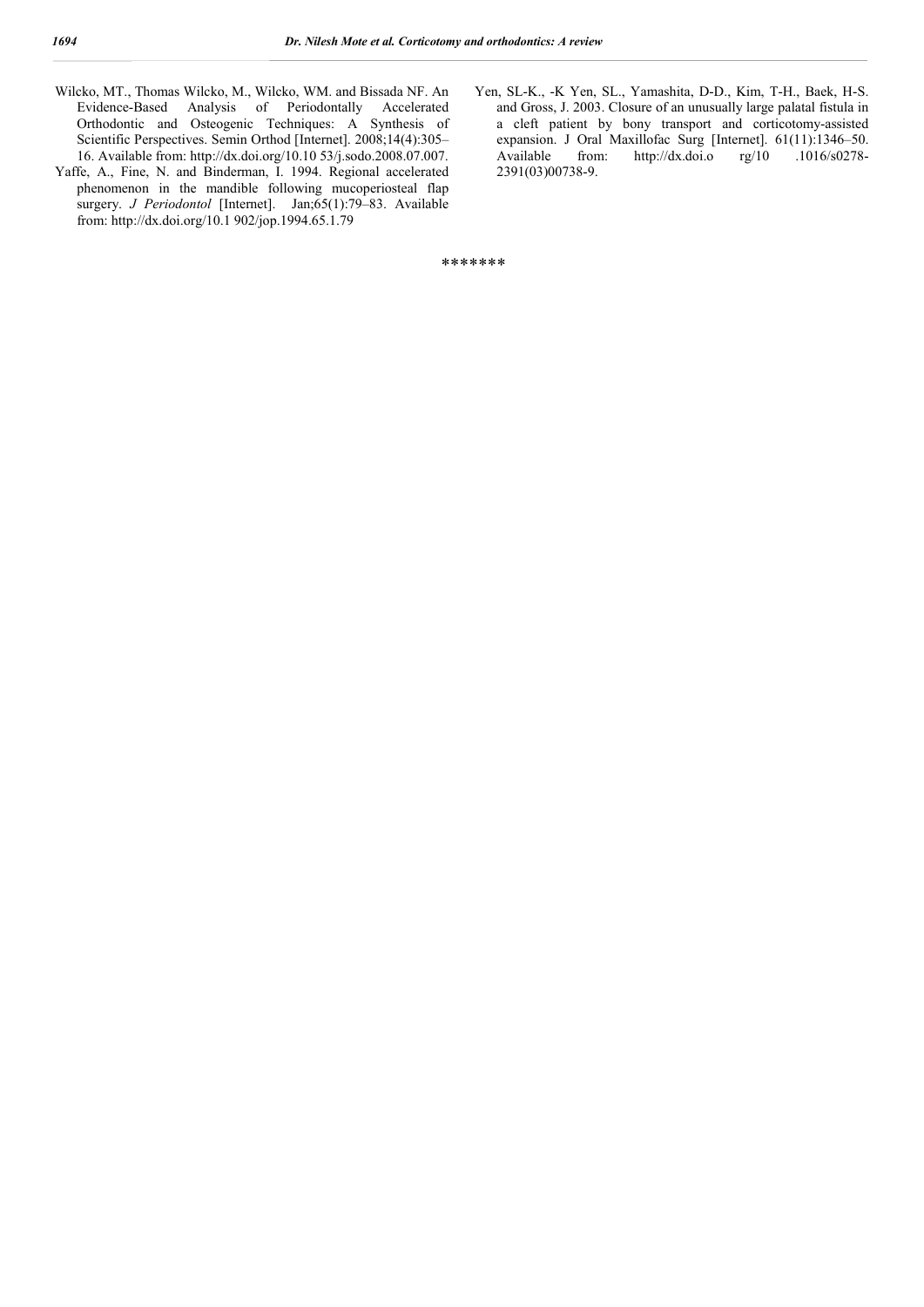Wilcko, MT., Thomas Wilcko, M., Wilcko, WM. and Bissada NF. An Evidence-Based Analysis of Periodontally Accelerated Orthodontic and Osteogenic Techniques: A Synthesis of Scientific Perspectives. Semin Orthod [Internet]. 2008;14(4):305–16. Available from: http://dx.doi.org/10.10 53/j.sodo.2008.07.007.

Yaffe, A., Fine, N. and Binderman, I. 1994. Regional accelerated phenomenon in the mandible following mucoperiosteal flap surgery. *J Periodontol* [Internet]. Jan;65(1):79–83. Available from: http://dx.doi.org/10.1 902/jop.1994.65.1.79

Yen, SL-K., -K Yen, SL., Yamashita, D-D., Kim, T-H., Baek, H-S. and Gross, J. 2003. Closure of an unusually large palatal fistula in a cleft patient by bony transport and corticotomy-assisted expansion. J Oral Maxillofac Surg [Internet]. 61(11):1346–50. Available from: http://dx.doi.o rg/10 .1016/s0278-2391(03)00738-9.

*******